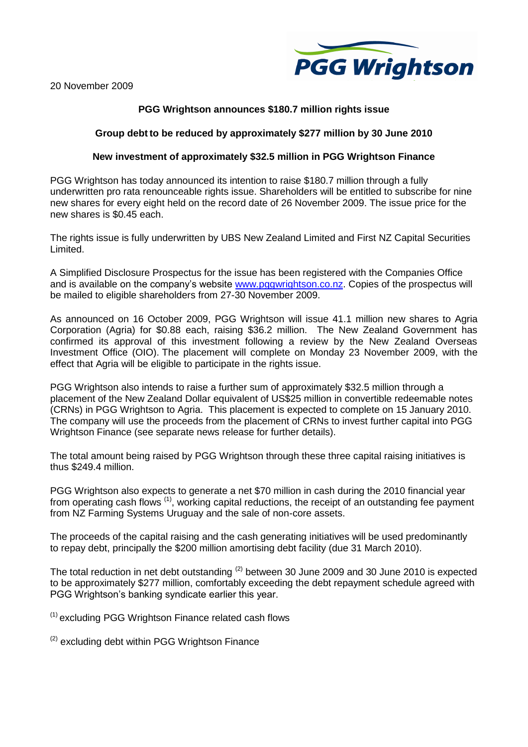20 November 2009

**PGG Wrightson announces $180.7 million rights issue**

**Group debt to be reduced by approximately $277 million by 30 June 2010**

**New investment of approximately $32.5 million in PGG Wrightson Finance**

PGG Wrightson has today announced its intention to raise $180.7 million through a fully underwritten pro rata renounceable rights issue. Shareholders will be entitled to subscribe for nine new shares for every eight held on the record date of 26 November 2009. The issue price for the new shares is $0.45 each.

The rights issue is fully underwritten by UBS New Zealand Limited and First NZ Capital Securities Limited.

A Simplified Disclosure Prospectus for the issue has been registered with the Companies Office and is available on the company's website www.pggwrightson.co.nz. Copies of the prospectus will be mailed to eligible shareholders from 27-30 November 2009.

As announced on 16 October 2009, PGG Wrightson will issue 41.1 million new shares to Agria Corporation (Agria) for $0.88 each, raising $36.2 million. The New Zealand Government has confirmed its approval of this investment following a review by the New Zealand Overseas Investment Office (OIO). The placement will complete on Monday 23 November 2009, with the effect that Agria will be eligible to participate in the rights issue.

PGG Wrightson also intends to raise a further sum of approximately $32.5 million through a placement of the New Zealand Dollar equivalent of US$25 million in convertible redeemable notes (CRNs) in PGG Wrightson to Agria. This placement is expected to complete on 15 January 2010. The company will use the proceeds from the placement of CRNs to invest further capital into PGG Wrightson Finance (see separate news release for further details).

The total amount being raised by PGG Wrightson through these three capital raising initiatives is thus $249.4 million.

PGG Wrightson also expects to generate a net $70 million in cash during the 2010 financial year from operating cash flows [(1)], working capital reductions, the receipt of an outstanding fee payment from NZ Farming Systems Uruguay and the sale of non-core assets.

The proceeds of the capital raising and the cash generating initiatives will be used predominantly to repay debt, principally the $200 million amortising debt facility (due 31 March 2010).

The total reduction in net debt outstanding [(2)] between 30 June 2009 and 30 June 2010 is expected to be approximately $277 million, comfortably exceeding the debt repayment schedule agreed with PGG Wrightson's banking syndicate earlier this year.

[(1)] excluding PGG Wrightson Finance related cash flows

[(2)] excluding debt within PGG Wrightson Finance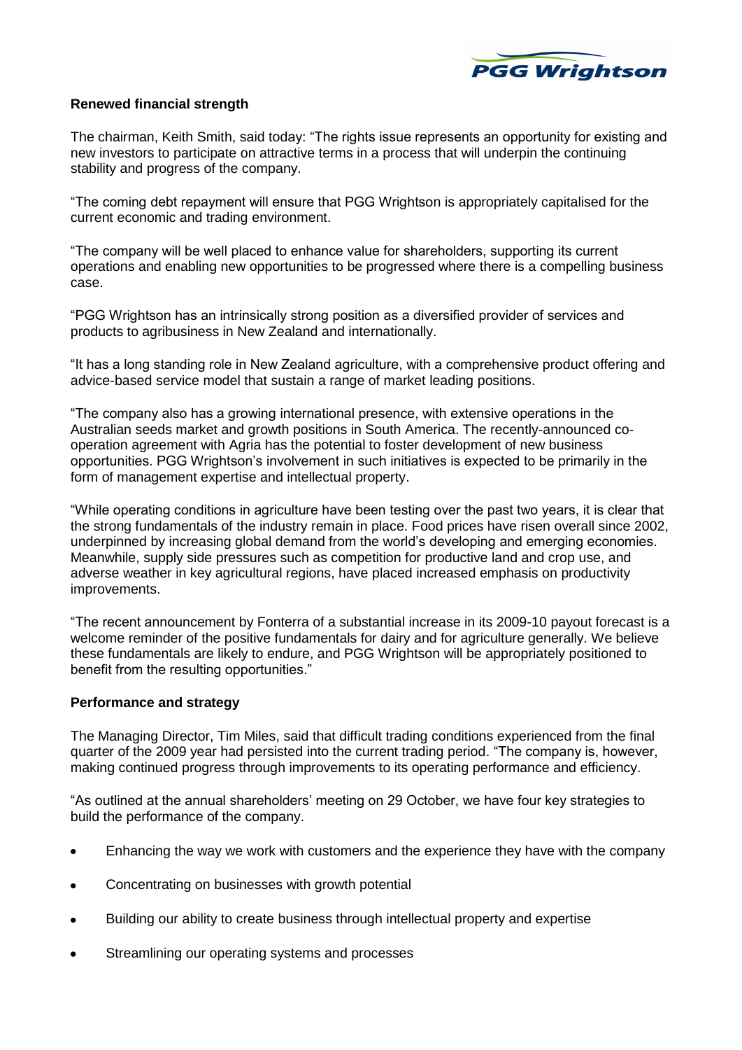## Renewed financial strength

The chairman, Keith Smith, said today: “The rights issue represents an opportunity for existing and new investors to participate on attractive terms in a process that will underpin the continuing stability and progress of the company.

“The coming debt repayment will ensure that PGG Wrightson is appropriately capitalised for the current economic and trading environment.

“The company will be well placed to enhance value for shareholders, supporting its current operations and enabling new opportunities to be progressed where there is a compelling business case.

“PGG Wrightson has an intrinsically strong position as a diversified provider of services and products to agribusiness in New Zealand and internationally.

“It has a long standing role in New Zealand agriculture, with a comprehensive product offering and advice-based service model that sustain a range of market leading positions.

“The company also has a growing international presence, with extensive operations in the Australian seeds market and growth positions in South America. The recently-announced co-operation agreement with Agria has the potential to foster development of new business opportunities. PGG Wrightson’s involvement in such initiatives is expected to be primarily in the form of management expertise and intellectual property.

“While operating conditions in agriculture have been testing over the past two years, it is clear that the strong fundamentals of the industry remain in place. Food prices have risen overall since 2002, underpinned by increasing global demand from the world’s developing and emerging economies. Meanwhile, supply side pressures such as competition for productive land and crop use, and adverse weather in key agricultural regions, have placed increased emphasis on productivity improvements.

“The recent announcement by Fonterra of a substantial increase in its 2009-10 payout forecast is a welcome reminder of the positive fundamentals for dairy and for agriculture generally. We believe these fundamentals are likely to endure, and PGG Wrightson will be appropriately positioned to benefit from the resulting opportunities.”

## Performance and strategy

The Managing Director, Tim Miles, said that difficult trading conditions experienced from the final quarter of the 2009 year had persisted into the current trading period. “The company is, however, making continued progress through improvements to its operating performance and efficiency.

“As outlined at the annual shareholders’ meeting on 29 October, we have four key strategies to build the performance of the company.

- Enhancing the way we work with customers and the experience they have with the company
- Concentrating on businesses with growth potential
- Building our ability to create business through intellectual property and expertise
- Streamlining our operating systems and processes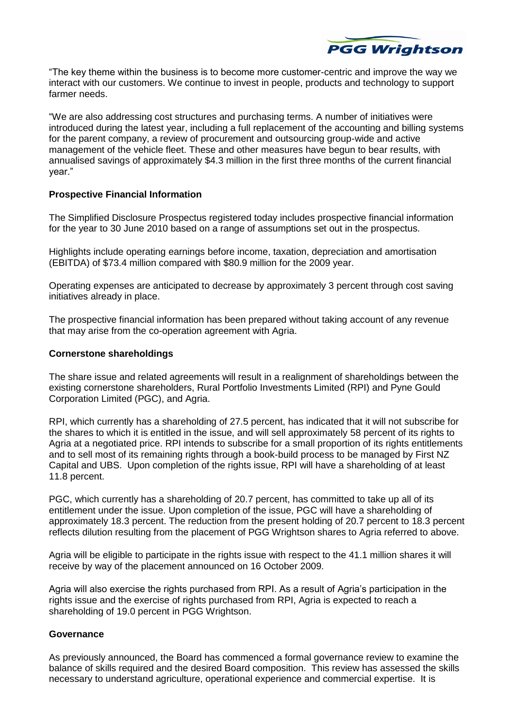"The key theme within the business is to become more customer-centric and improve the way we interact with our customers. We continue to invest in people, products and technology to support farmer needs.

"We are also addressing cost structures and purchasing terms. A number of initiatives were introduced during the latest year, including a full replacement of the accounting and billing systems for the parent company, a review of procurement and outsourcing group-wide and active management of the vehicle fleet. These and other measures have begun to bear results, with annualised savings of approximately $4.3 million in the first three months of the current financial year."

**Prospective Financial Information**

The Simplified Disclosure Prospectus registered today includes prospective financial information for the year to 30 June 2010 based on a range of assumptions set out in the prospectus.

Highlights include operating earnings before income, taxation, depreciation and amortisation (EBITDA) of $73.4 million compared with $80.9 million for the 2009 year.

Operating expenses are anticipated to decrease by approximately 3 percent through cost saving initiatives already in place.

The prospective financial information has been prepared without taking account of any revenue that may arise from the co-operation agreement with Agria.

**Cornerstone shareholdings**

The share issue and related agreements will result in a realignment of shareholdings between the existing cornerstone shareholders, Rural Portfolio Investments Limited (RPI) and Pyne Gould Corporation Limited (PGC), and Agria.

RPI, which currently has a shareholding of 27.5 percent, has indicated that it will not subscribe for the shares to which it is entitled in the issue, and will sell approximately 58 percent of its rights to Agria at a negotiated price. RPI intends to subscribe for a small proportion of its rights entitlements and to sell most of its remaining rights through a book-build process to be managed by First NZ Capital and UBS. Upon completion of the rights issue, RPI will have a shareholding of at least 11.8 percent.

PGC, which currently has a shareholding of 20.7 percent, has committed to take up all of its entitlement under the issue. Upon completion of the issue, PGC will have a shareholding of approximately 18.3 percent. The reduction from the present holding of 20.7 percent to 18.3 percent reflects dilution resulting from the placement of PGG Wrightson shares to Agria referred to above.

Agria will be eligible to participate in the rights issue with respect to the 41.1 million shares it will receive by way of the placement announced on 16 October 2009.

Agria will also exercise the rights purchased from RPI. As a result of Agria's participation in the rights issue and the exercise of rights purchased from RPI, Agria is expected to reach a shareholding of 19.0 percent in PGG Wrightson.

**Governance**

As previously announced, the Board has commenced a formal governance review to examine the balance of skills required and the desired Board composition. This review has assessed the skills necessary to understand agriculture, operational experience and commercial expertise. It is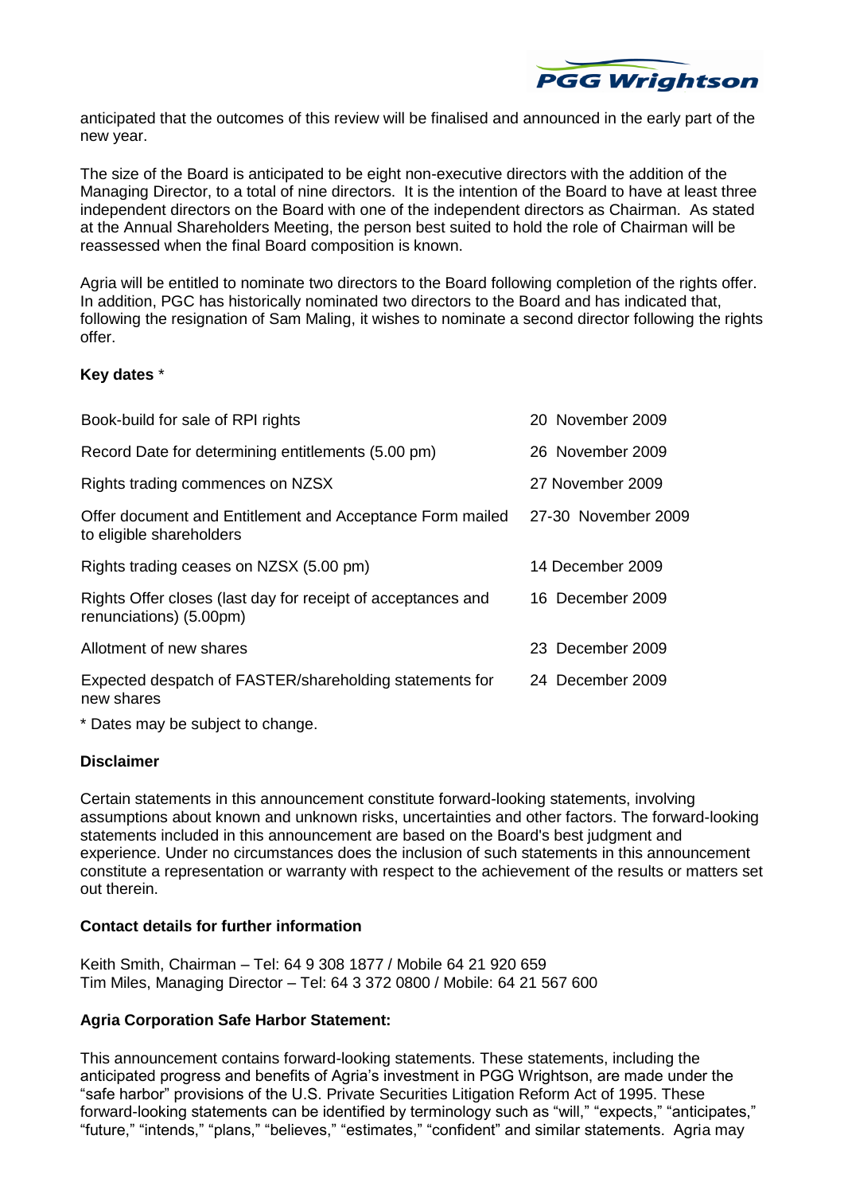anticipated that the outcomes of this review will be finalised and announced in the early part of the new year.

The size of the Board is anticipated to be eight non-executive directors with the addition of the Managing Director, to a total of nine directors. It is the intention of the Board to have at least three independent directors on the Board with one of the independent directors as Chairman. As stated at the Annual Shareholders Meeting, the person best suited to hold the role of Chairman will be reassessed when the final Board composition is known.

Agria will be entitled to nominate two directors to the Board following completion of the rights offer. In addition, PGC has historically nominated two directors to the Board and has indicated that, following the resignation of Sam Maling, it wishes to nominate a second director following the rights offer.

**Key dates** *

| | |
|---|---|
| Book-build for sale of RPI rights | 20 November 2009 |
| Record Date for determining entitlements (5.00 pm) | 26 November 2009 |
| Rights trading commences on NZSX | 27 November 2009 |
| Offer document and Entitlement and Acceptance Form mailed to eligible shareholders | 27-30 November 2009 |
| Rights trading ceases on NZSX (5.00 pm) | 14 December 2009 |
| Rights Offer closes (last day for receipt of acceptances and renunciations) (5.00pm) | 16 December 2009 |
| Allotment of new shares | 23 December 2009 |
| Expected despatch of FASTER/shareholding statements for new shares | 24 December 2009 |

* Dates may be subject to change.

**Disclaimer**

Certain statements in this announcement constitute forward-looking statements, involving assumptions about known and unknown risks, uncertainties and other factors. The forward-looking statements included in this announcement are based on the Board's best judgment and experience. Under no circumstances does the inclusion of such statements in this announcement constitute a representation or warranty with respect to the achievement of the results or matters set out therein.

**Contact details for further information**

Keith Smith, Chairman – Tel: 64 9 308 1877 / Mobile 64 21 920 659
Tim Miles, Managing Director – Tel: 64 3 372 0800 / Mobile: 64 21 567 600

**Agria Corporation Safe Harbor Statement:**

This announcement contains forward-looking statements. These statements, including the anticipated progress and benefits of Agria's investment in PGG Wrightson, are made under the "safe harbor" provisions of the U.S. Private Securities Litigation Reform Act of 1995. These forward-looking statements can be identified by terminology such as "will," "expects," "anticipates," "future," "intends," "plans," "believes," "estimates," "confident" and similar statements. Agria may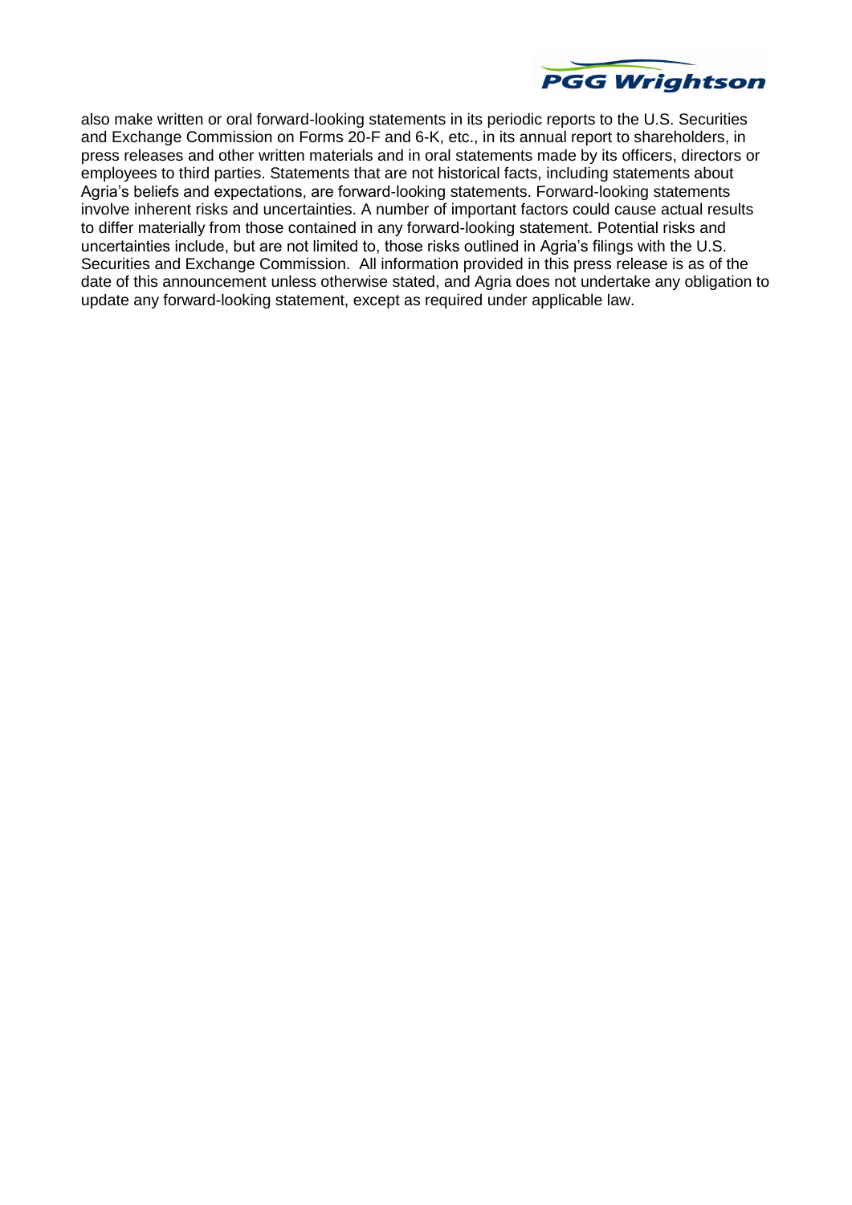also make written or oral forward-looking statements in its periodic reports to the U.S. Securities and Exchange Commission on Forms 20-F and 6-K, etc., in its annual report to shareholders, in press releases and other written materials and in oral statements made by its officers, directors or employees to third parties. Statements that are not historical facts, including statements about Agria's beliefs and expectations, are forward-looking statements. Forward-looking statements involve inherent risks and uncertainties. A number of important factors could cause actual results to differ materially from those contained in any forward-looking statement. Potential risks and uncertainties include, but are not limited to, those risks outlined in Agria's filings with the U.S. Securities and Exchange Commission. All information provided in this press release is as of the date of this announcement unless otherwise stated, and Agria does not undertake any obligation to update any forward-looking statement, except as required under applicable law.